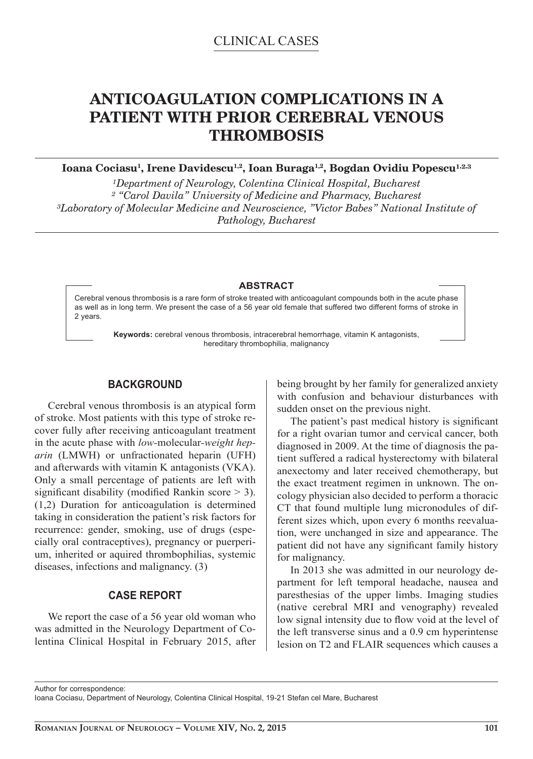CLINICAL CASES

# ANTICOAGULATION COMPLICATIONS IN A PATIENT WITH PRIOR CEREBRAL VENOUS THROMBOSIS

**Ioana Cociasu[1], Irene Davidescu[1,2], Ioan Buraga[1,2], Bogdan Ovidiu Popescu[1,2,3]**

*[1]Department of Neurology, Colentina Clinical Hospital, Bucharest*
*[2] "Carol Davila" University of Medicine and Pharmacy, Bucharest*
*[3]Laboratory of Molecular Medicine and Neuroscience, "Victor Babes" National Institute of Pathology, Bucharest*

### ABSTRACT

Cerebral venous thrombosis is a rare form of stroke treated with anticoagulant compounds both in the acute phase as well as in long term. We present the case of a 56 year old female that suffered two different forms of stroke in 2 years.

**Keywords:** cerebral venous thrombosis, intracerebral hemorrhage, vitamin K antagonists, hereditary thrombophilia, malignancy

## BACKGROUND

Cerebral venous thrombosis is an atypical form of stroke. Most patients with this type of stroke recover fully after receiving anticoagulant treatment in the acute phase with *low*-molecular-*weight heparin* (LMWH) or unfractionated heparin (UFH) and afterwards with vitamin K antagonists (VKA). Only a small percentage of patients are left with significant disability (modified Rankin score > 3). (1,2) Duration for anticoagulation is determined taking in consideration the patient's risk factors for recurrence: gender, smoking, use of drugs (especially oral contraceptives), pregnancy or puerperium, inherited or aquired thrombophilias, systemic diseases, infections and malignancy. (3)

## CASE REPORT

We report the case of a 56 year old woman who was admitted in the Neurology Department of Colentina Clinical Hospital in February 2015, after being brought by her family for generalized anxiety with confusion and behaviour disturbances with sudden onset on the previous night.

The patient's past medical history is significant for a right ovarian tumor and cervical cancer, both diagnosed in 2009. At the time of diagnosis the patient suffered a radical hysterectomy with bilateral anexectomy and later received chemotherapy, but the exact treatment regimen in unknown. The oncology physician also decided to perform a thoracic CT that found multiple lung micronodules of different sizes which, upon every 6 months reevaluation, were unchanged in size and appearance. The patient did not have any significant family history for malignancy.

In 2013 she was admitted in our neurology department for left temporal headache, nausea and paresthesias of the upper limbs. Imaging studies (native cerebral MRI and venography) revealed low signal intensity due to flow void at the level of the left transverse sinus and a 0.9 cm hyperintense lesion on T2 and FLAIR sequences which causes a

Author for correspondence:
Ioana Cociasu, Department of Neurology, Colentina Clinical Hospital, 19-21 Stefan cel Mare, Bucharest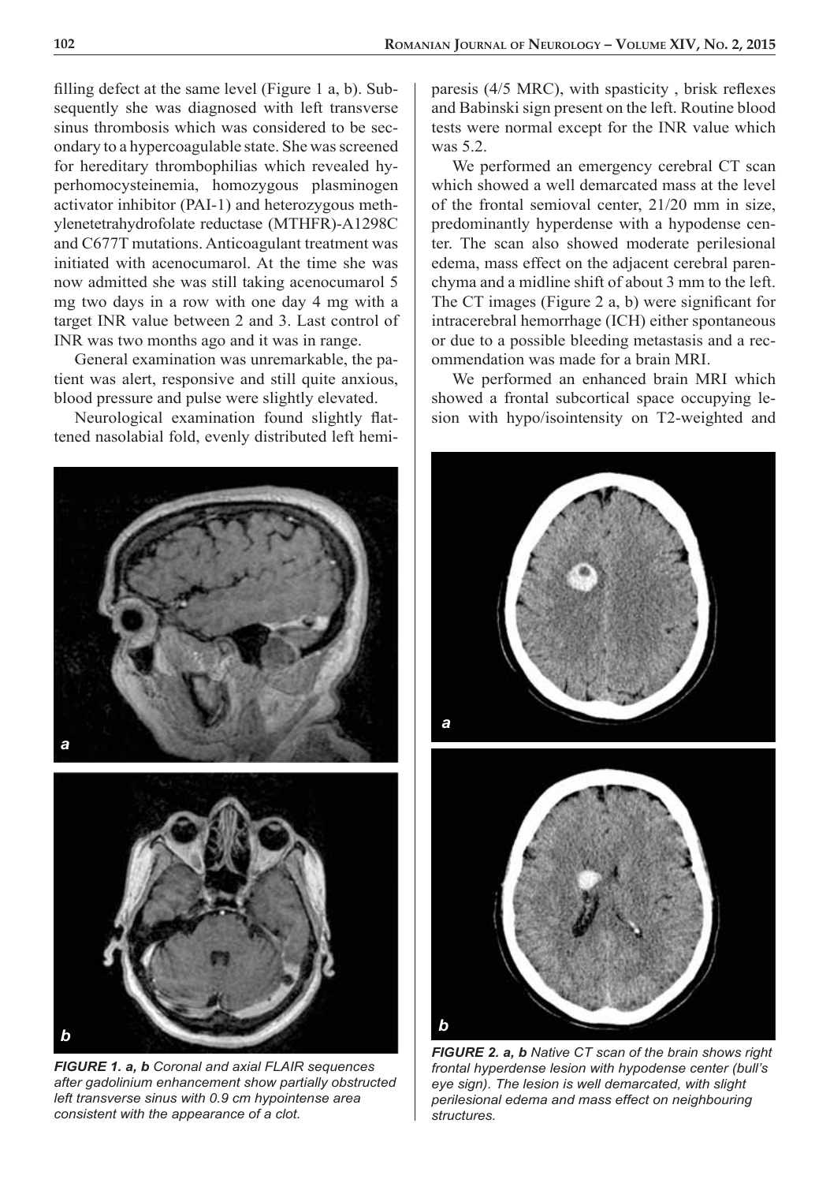filling defect at the same level (Figure 1 a, b). Subsequently she was diagnosed with left transverse sinus thrombosis which was considered to be secondary to a hypercoagulable state. She was screened for hereditary thrombophilias which revealed hyperhomocysteinemia, homozygous plasminogen activator inhibitor (PAI-1) and heterozygous methylenetetrahydrofolate reductase (MTHFR)-A1298C and C677T mutations. Anticoagulant treatment was initiated with acenocumarol. At the time she was now admitted she was still taking acenocumarol 5 mg two days in a row with one day 4 mg with a target INR value between 2 and 3. Last control of INR was two months ago and it was in range.

General examination was unremarkable, the patient was alert, responsive and still quite anxious, blood pressure and pulse were slightly elevated.

Neurological examination found slightly flattened nasolabial fold, evenly distributed left hemiparesis (4/5 MRC), with spasticity , brisk reflexes and Babinski sign present on the left. Routine blood tests were normal except for the INR value which was 5.2.

*FIGURE 1. a, b Coronal and axial FLAIR sequences after gadolinium enhancement show partially obstructed left transverse sinus with 0.9 cm hypointense area consistent with the appearance of a clot.*

We performed an emergency cerebral CT scan which showed a well demarcated mass at the level of the frontal semioval center, 21/20 mm in size, predominantly hyperdense with a hypodense center. The scan also showed moderate perilesional edema, mass effect on the adjacent cerebral parenchyma and a midline shift of about 3 mm to the left. The CT images (Figure 2 a, b) were significant for intracerebral hemorrhage (ICH) either spontaneous or due to a possible bleeding metastasis and a recommendation was made for a brain MRI.

We performed an enhanced brain MRI which showed a frontal subcortical space occupying lesion with hypo/isointensity on T2-weighted and

*FIGURE 2. a, b Native CT scan of the brain shows right frontal hyperdense lesion with hypodense center (bull's eye sign). The lesion is well demarcated, with slight perilesional edema and mass effect on neighbouring structures.*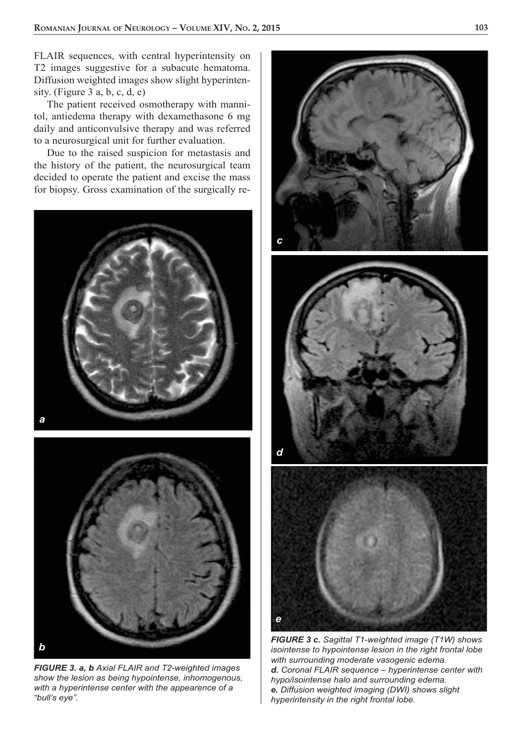FLAIR sequences, with central hyperintensity on T2 images suggestive for a subacute hematoma. Diffusion weighted images show slight hyperintensity. (Figure 3 a, b, c, d, e)

The patient received osmotherapy with mannitol, antiedema therapy with dexamethasone 6 mg daily and anticonvulsive therapy and was referred to a neurosurgical unit for further evaluation.

Due to the raised suspicion for metastasis and the history of the patient, the neurosurgical team decided to operate the patient and excise the mass for biopsy. Gross examination of the surgically re-

***FIGURE 3. a, b** Axial FLAIR and T2-weighted images show the lesion as being hypointense, inhomogenous, with a hyperintense center with the appearence of a "bull's eye".*

***FIGURE 3 c.** Sagittal T1-weighted image (T1W) shows isointense to hypointense lesion in the right frontal lobe with surrounding moderate vasogenic edema.*
***d.** Coronal FLAIR sequence – hyperintense center with hypo/isointense halo and surrounding edema.*
***e.** Diffusion weighted imaging (DWI) shows slight hyperintensity in the right frontal lobe.*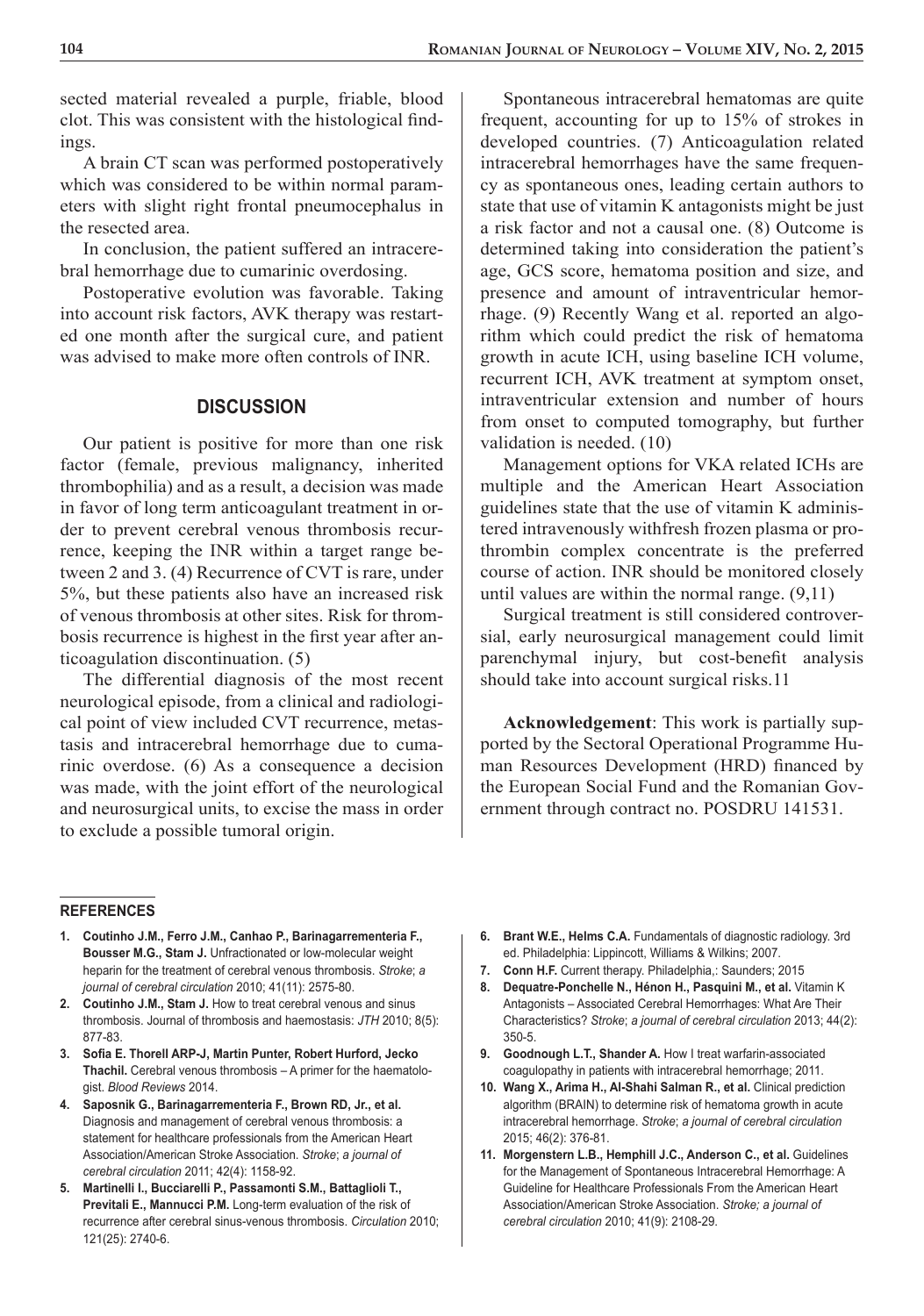sected material revealed a purple, friable, blood clot. This was consistent with the histological findings.

A brain CT scan was performed postoperatively which was considered to be within normal parameters with slight right frontal pneumocephalus in the resected area.

In conclusion, the patient suffered an intracerebral hemorrhage due to cumarinic overdosing.

Postoperative evolution was favorable. Taking into account risk factors, AVK therapy was restarted one month after the surgical cure, and patient was advised to make more often controls of INR.

## DISCUSSION

Our patient is positive for more than one risk factor (female, previous malignancy, inherited thrombophilia) and as a result, a decision was made in favor of long term anticoagulant treatment in order to prevent cerebral venous thrombosis recurrence, keeping the INR within a target range between 2 and 3. (4) Recurrence of CVT is rare, under 5%, but these patients also have an increased risk of venous thrombosis at other sites. Risk for thrombosis recurrence is highest in the first year after anticoagulation discontinuation. (5)

The differential diagnosis of the most recent neurological episode, from a clinical and radiological point of view included CVT recurrence, metastasis and intracerebral hemorrhage due to cumarinic overdose. (6) As a consequence a decision was made, with the joint effort of the neurological and neurosurgical units, to excise the mass in order to exclude a possible tumoral origin.

Spontaneous intracerebral hematomas are quite frequent, accounting for up to 15% of strokes in developed countries. (7) Anticoagulation related intracerebral hemorrhages have the same frequency as spontaneous ones, leading certain authors to state that use of vitamin K antagonists might be just a risk factor and not a causal one. (8) Outcome is determined taking into consideration the patient's age, GCS score, hematoma position and size, and presence and amount of intraventricular hemorrhage. (9) Recently Wang et al. reported an algorithm which could predict the risk of hematoma growth in acute ICH, using baseline ICH volume, recurrent ICH, AVK treatment at symptom onset, intraventricular extension and number of hours from onset to computed tomography, but further validation is needed. (10)

Management options for VKA related ICHs are multiple and the American Heart Association guidelines state that the use of vitamin K administered intravenously withfresh frozen plasma or prothrombin complex concentrate is the preferred course of action. INR should be monitored closely until values are within the normal range. (9,11)

Surgical treatment is still considered controversial, early neurosurgical management could limit parenchymal injury, but cost-benefit analysis should take into account surgical risks.11

**Acknowledgement**: This work is partially supported by the Sectoral Operational Programme Human Resources Development (HRD) financed by the European Social Fund and the Romanian Government through contract no. POSDRU 141531.

## REFERENCES

1. **Coutinho J.M., Ferro J.M., Canhao P., Barinagarrementeria F., Bousser M.G., Stam J.** Unfractionated or low-molecular weight heparin for the treatment of cerebral venous thrombosis. *Stroke*; *a journal of cerebral circulation* 2010; 41(11): 2575-80.
2. **Coutinho J.M., Stam J.** How to treat cerebral venous and sinus thrombosis. Journal of thrombosis and haemostasis: *JTH* 2010; 8(5): 877-83.
3. **Sofia E. Thorell ARP-J, Martin Punter, Robert Hurford, Jecko Thachil.** Cerebral venous thrombosis – A primer for the haematologist. *Blood Reviews* 2014.
4. **Saposnik G., Barinagarrementeria F., Brown RD, Jr., et al.** Diagnosis and management of cerebral venous thrombosis: a statement for healthcare professionals from the American Heart Association/American Stroke Association. *Stroke*; *a journal of cerebral circulation* 2011; 42(4): 1158-92.
5. **Martinelli I., Bucciarelli P., Passamonti S.M., Battaglioli T., Previtali E., Mannucci P.M.** Long-term evaluation of the risk of recurrence after cerebral sinus-venous thrombosis. *Circulation* 2010; 121(25): 2740-6.
6. **Brant W.E., Helms C.A.** Fundamentals of diagnostic radiology. 3rd ed. Philadelphia: Lippincott, Williams & Wilkins; 2007.
7. **Conn H.F.** Current therapy. Philadelphia,: Saunders; 2015
8. **Dequatre-Ponchelle N., Hénon H., Pasquini M., et al.** Vitamin K Antagonists – Associated Cerebral Hemorrhages: What Are Their Characteristics? *Stroke*; *a journal of cerebral circulation* 2013; 44(2): 350-5.
9. **Goodnough L.T., Shander A.** How I treat warfarin-associated coagulopathy in patients with intracerebral hemorrhage; 2011.
10. **Wang X., Arima H., Al-Shahi Salman R., et al.** Clinical prediction algorithm (BRAIN) to determine risk of hematoma growth in acute intracerebral hemorrhage. *Stroke*; *a journal of cerebral circulation* 2015; 46(2): 376-81.
11. **Morgenstern L.B., Hemphill J.C., Anderson C., et al.** Guidelines for the Management of Spontaneous Intracerebral Hemorrhage: A Guideline for Healthcare Professionals From the American Heart Association/American Stroke Association. *Stroke; a journal of cerebral circulation* 2010; 41(9): 2108-29.